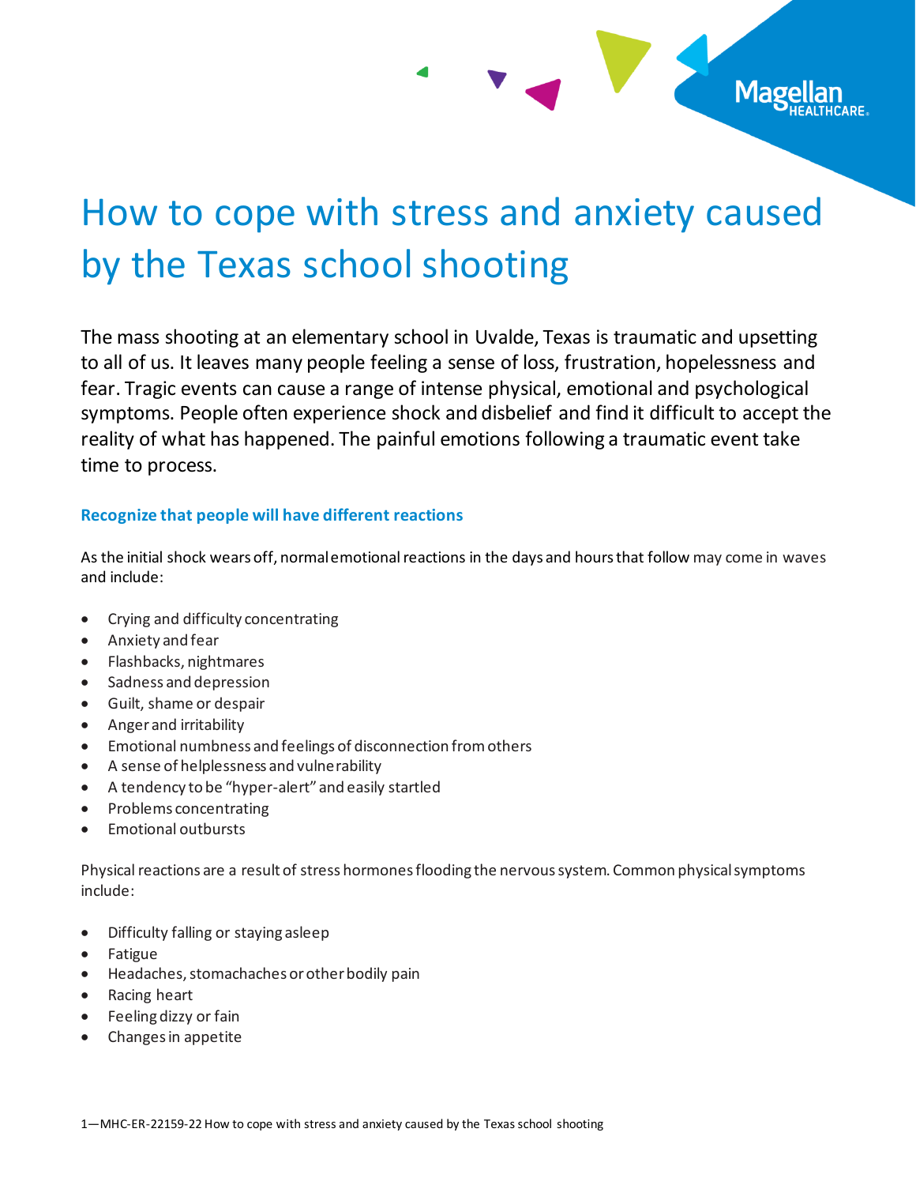# How to cope with stress and anxiety caused by the Texas school shooting

The mass shooting at an elementary school in Uvalde, Texas is traumatic and upsetting to all of us. It leaves many people feeling a sense of loss, frustration, hopelessness and fear. Tragic events can cause a range of intense physical, emotional and psychological symptoms. People often experience shock and disbelief and find it difficult to accept the reality of what has happened. The painful emotions following a traumatic event take time to process.

### Recognize that people will have different reactions

As the initial shock wears off, normal emotional reactions in the days and hours that follow may come in waves and include:

- Crying and difficulty concentrating
- Anxiety and fear
- Flashbacks, nightmares
- Sadness and depression
- Guilt, shame or despair
- Anger and irritability
- Emotional numbness and feelings of disconnection from others
- A sense of helplessness and vulnerability
- A tendency to be "hyper-alert" and easily startled
- Problems concentrating
- Emotional outbursts

Physical reactions are a result of stress hormones flooding the nervous system. Common physical symptoms include:

- Difficulty falling or staying asleep
- Fatigue
- Headaches, stomachaches or other bodily pain
- Racing heart
- Feeling dizzy or fain
- Changes in appetite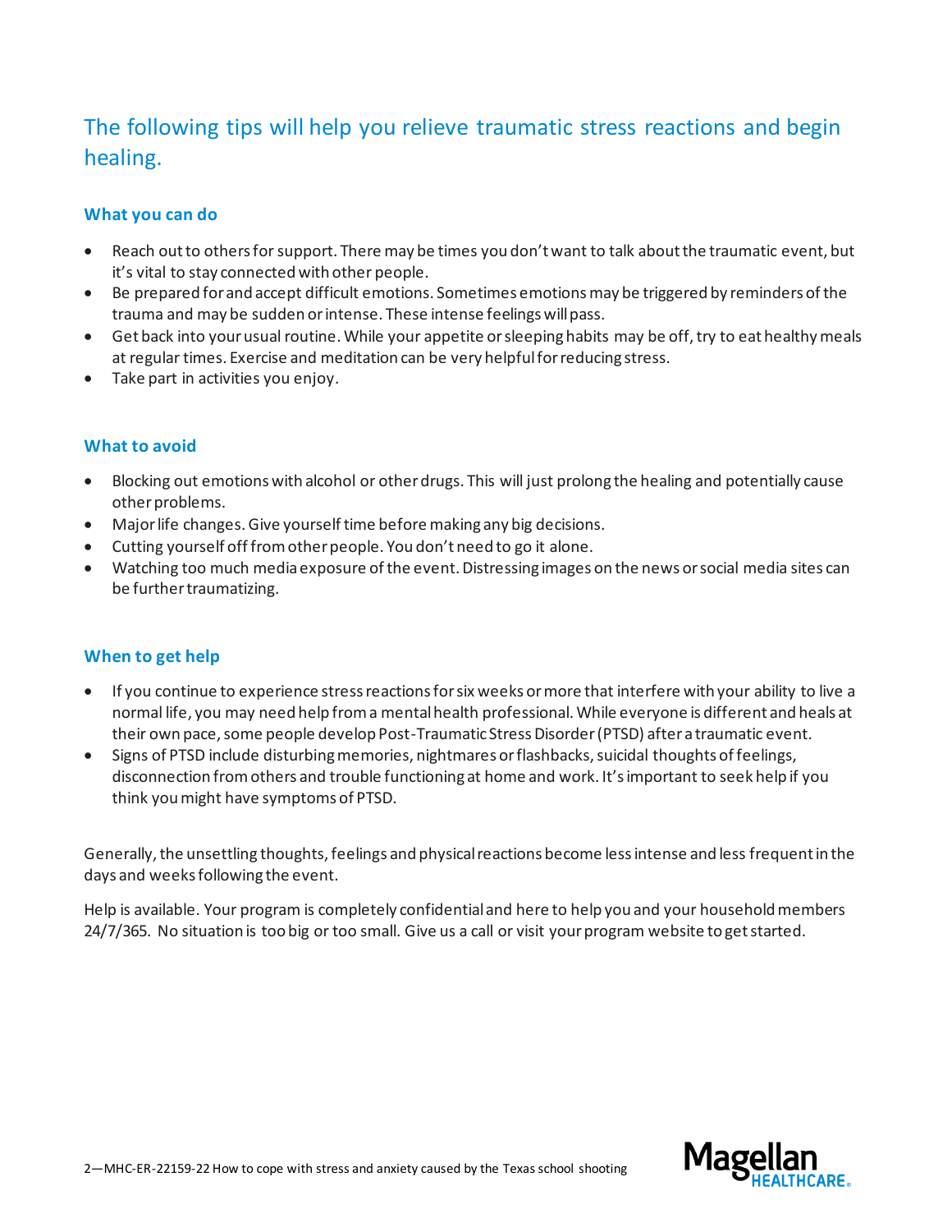## The following tips will help you relieve traumatic stress reactions and begin healing.

### What you can do

- Reach out to others for support. There may be times you don't want to talk about the traumatic event, but it's vital to stay connected with other people.
- Be prepared for and accept difficult emotions. Sometimes emotions may be triggered by reminders of the trauma and may be sudden or intense. These intense feelings will pass.
- Get back into your usual routine. While your appetite or sleeping habits may be off, try to eat healthy meals at regular times. Exercise and meditation can be very helpful for reducing stress.
- Take part in activities you enjoy.

### What to avoid

- Blocking out emotions with alcohol or other drugs. This will just prolong the healing and potentially cause other problems.
- Major life changes. Give yourself time before making any big decisions.
- Cutting yourself off from other people. You don't need to go it alone.
- Watching too much media exposure of the event. Distressing images on the news or social media sites can be further traumatizing.

### When to get help

- If you continue to experience stress reactions for six weeks or more that interfere with your ability to live a normal life, you may need help from a mental health professional. While everyone is different and heals at their own pace, some people develop Post-Traumatic Stress Disorder (PTSD) after a traumatic event.
- Signs of PTSD include disturbing memories, nightmares or flashbacks, suicidal thoughts of feelings, disconnection from others and trouble functioning at home and work. It's important to seek help if you think you might have symptoms of PTSD.

Generally, the unsettling thoughts, feelings and physical reactions become less intense and less frequent in the days and weeks following the event.

Help is available. Your program is completely confidential and here to help you and your household members 24/7/365. No situation is too big or too small. Give us a call or visit your program website to get started.

2—MHC-ER-22159-22 How to cope with stress and anxiety caused by the Texas school shooting

Magellan HEALTHCARE®